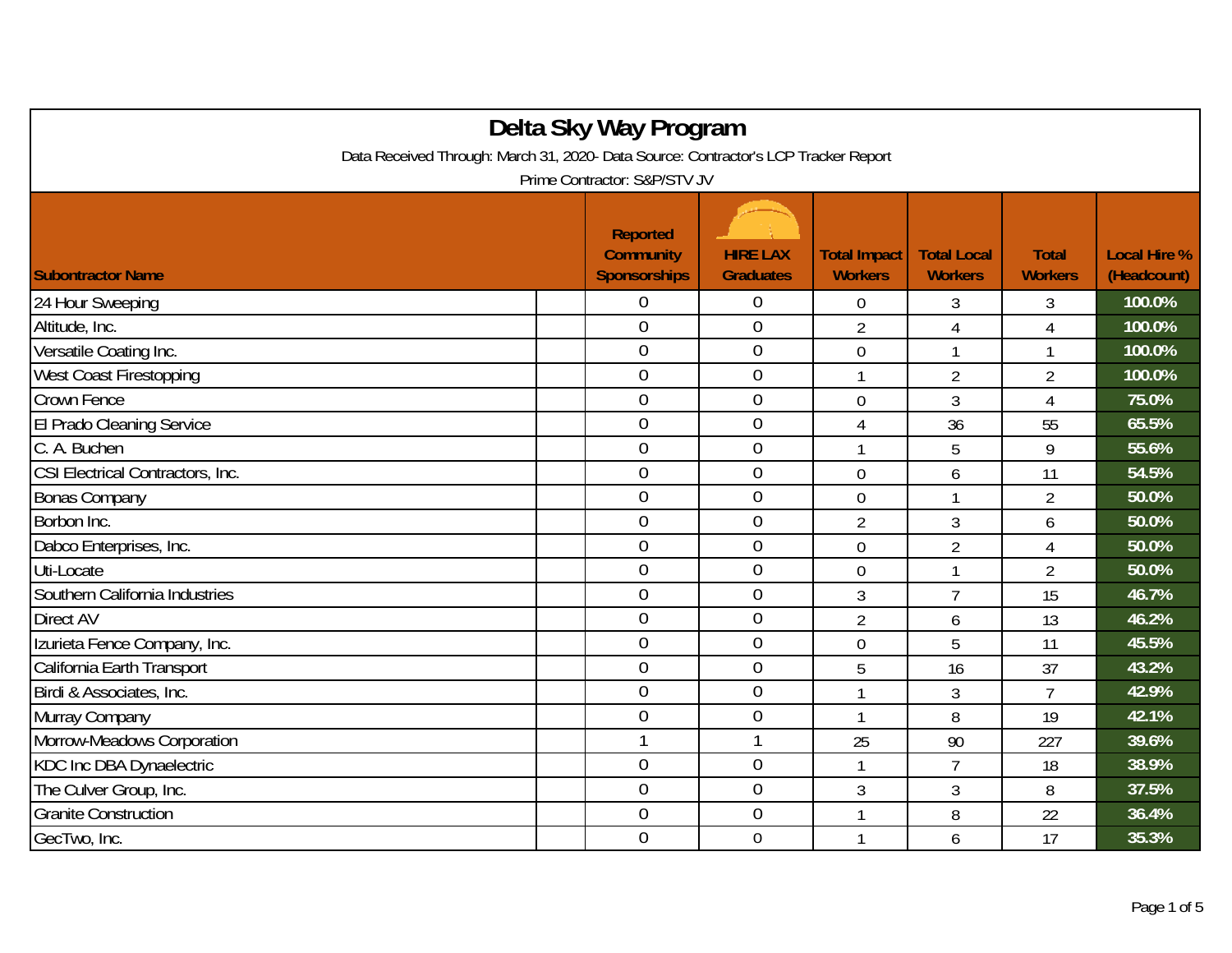# Delta Sky Way Program

Data Received Through: March 31, 2020- Data Source: Contractor's LCP Tracker Report

Prime Contractor: S&P/STV JV

| Subontractor Name | Reported Community Sponsorships | HIRE LAX Graduates | Total Impact Workers | Total Local Workers | Total Workers | Local Hire % (Headcount) |
|---|---|---|---|---|---|---|
| 24 Hour Sweeping | 0 | 0 | 0 | 3 | 3 | 100.0% |
| Altitude, Inc. | 0 | 0 | 2 | 4 | 4 | 100.0% |
| Versatile Coating Inc. | 0 | 0 | 0 | 1 | 1 | 100.0% |
| West Coast Firestopping | 0 | 0 | 1 | 2 | 2 | 100.0% |
| Crown Fence | 0 | 0 | 0 | 3 | 4 | 75.0% |
| El Prado Cleaning Service | 0 | 0 | 4 | 36 | 55 | 65.5% |
| C. A. Buchen | 0 | 0 | 1 | 5 | 9 | 55.6% |
| CSI Electrical Contractors, Inc. | 0 | 0 | 0 | 6 | 11 | 54.5% |
| Bonas Company | 0 | 0 | 0 | 1 | 2 | 50.0% |
| Borbon Inc. | 0 | 0 | 2 | 3 | 6 | 50.0% |
| Dabco Enterprises, Inc. | 0 | 0 | 0 | 2 | 4 | 50.0% |
| Uti-Locate | 0 | 0 | 0 | 1 | 2 | 50.0% |
| Southern California Industries | 0 | 0 | 3 | 7 | 15 | 46.7% |
| Direct AV | 0 | 0 | 2 | 6 | 13 | 46.2% |
| Izurieta Fence Company, Inc. | 0 | 0 | 0 | 5 | 11 | 45.5% |
| California Earth Transport | 0 | 0 | 5 | 16 | 37 | 43.2% |
| Birdi & Associates, Inc. | 0 | 0 | 1 | 3 | 7 | 42.9% |
| Murray Company | 0 | 0 | 1 | 8 | 19 | 42.1% |
| Morrow-Meadows Corporation | 1 | 1 | 25 | 90 | 227 | 39.6% |
| KDC Inc DBA Dynaelectric | 0 | 0 | 1 | 7 | 18 | 38.9% |
| The Culver Group, Inc. | 0 | 0 | 3 | 3 | 8 | 37.5% |
| Granite Construction | 0 | 0 | 1 | 8 | 22 | 36.4% |
| GecTwo, Inc. | 0 | 0 | 1 | 6 | 17 | 35.3% |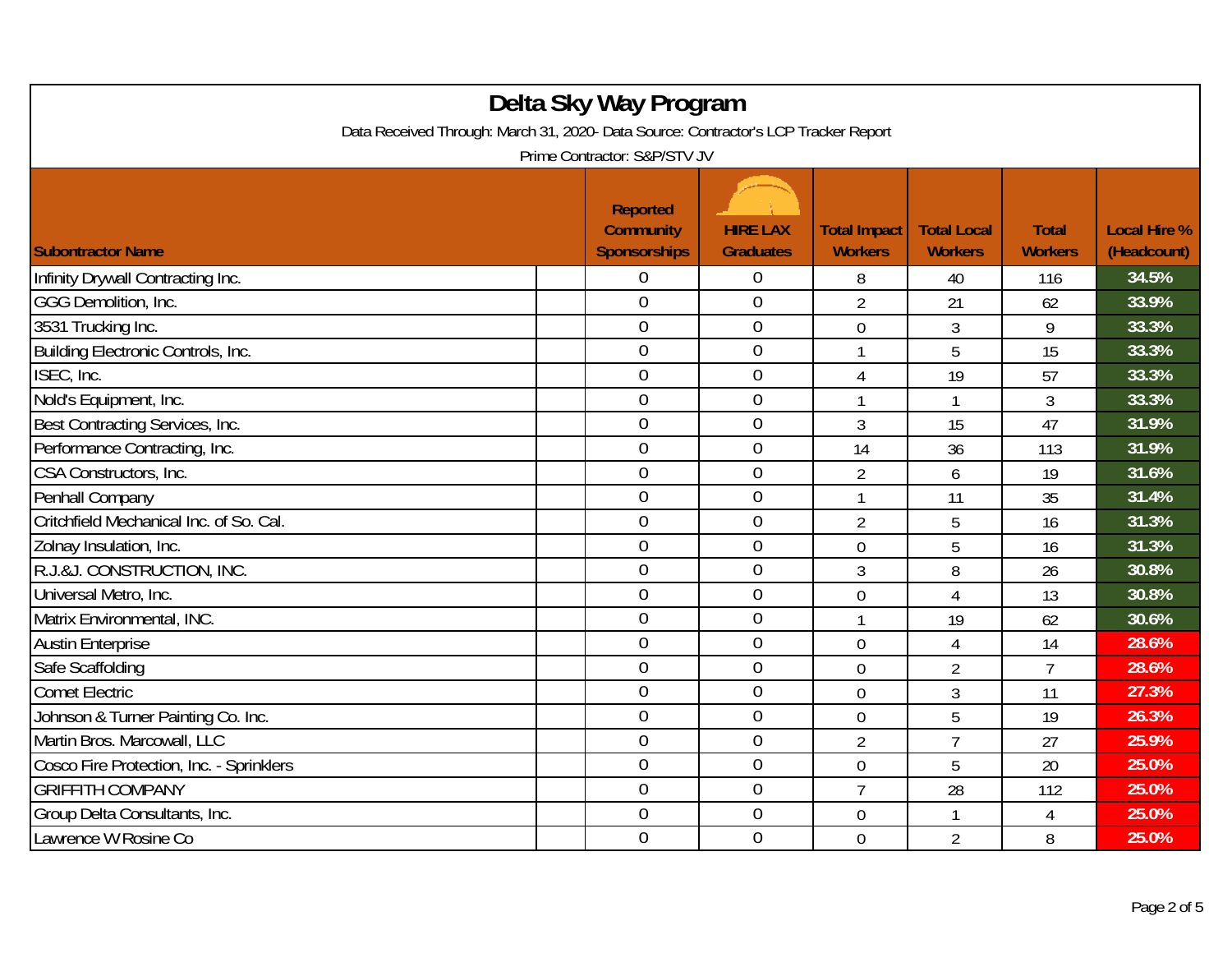# Delta Sky Way Program

Data Received Through: March 31, 2020- Data Source: Contractor's LCP Tracker Report

Prime Contractor: S&P/STV JV

| Subontractor Name | Reported Community Sponsorships | HIRE LAX Graduates | Total Impact Workers | Total Local Workers | Total Workers | Local Hire % (Headcount) |
|---|---|---|---|---|---|---|
| Infinity Drywall Contracting Inc. | 0 | 0 | 8 | 40 | 116 | 34.5% |
| GGG Demolition, Inc. | 0 | 0 | 2 | 21 | 62 | 33.9% |
| 3531 Trucking Inc. | 0 | 0 | 0 | 3 | 9 | 33.3% |
| Building Electronic Controls, Inc. | 0 | 0 | 1 | 5 | 15 | 33.3% |
| ISEC, Inc. | 0 | 0 | 4 | 19 | 57 | 33.3% |
| Nold's Equipment, Inc. | 0 | 0 | 1 | 1 | 3 | 33.3% |
| Best Contracting Services, Inc. | 0 | 0 | 3 | 15 | 47 | 31.9% |
| Performance Contracting, Inc. | 0 | 0 | 14 | 36 | 113 | 31.9% |
| CSA Constructors, Inc. | 0 | 0 | 2 | 6 | 19 | 31.6% |
| Penhall Company | 0 | 0 | 1 | 11 | 35 | 31.4% |
| Critchfield Mechanical Inc. of So. Cal. | 0 | 0 | 2 | 5 | 16 | 31.3% |
| Zolnay Insulation, Inc. | 0 | 0 | 0 | 5 | 16 | 31.3% |
| R.J.&J. CONSTRUCTION, INC. | 0 | 0 | 3 | 8 | 26 | 30.8% |
| Universal Metro, Inc. | 0 | 0 | 0 | 4 | 13 | 30.8% |
| Matrix Environmental, INC. | 0 | 0 | 1 | 19 | 62 | 30.6% |
| Austin Enterprise | 0 | 0 | 0 | 4 | 14 | 28.6% |
| Safe Scaffolding | 0 | 0 | 0 | 2 | 7 | 28.6% |
| Comet Electric | 0 | 0 | 0 | 3 | 11 | 27.3% |
| Johnson & Turner Painting Co. Inc. | 0 | 0 | 0 | 5 | 19 | 26.3% |
| Martin Bros. Marcowall, LLC | 0 | 0 | 2 | 7 | 27 | 25.9% |
| Cosco Fire Protection, Inc. - Sprinklers | 0 | 0 | 0 | 5 | 20 | 25.0% |
| GRIFFITH COMPANY | 0 | 0 | 7 | 28 | 112 | 25.0% |
| Group Delta Consultants, Inc. | 0 | 0 | 0 | 1 | 4 | 25.0% |
| Lawrence W Rosine Co | 0 | 0 | 0 | 2 | 8 | 25.0% |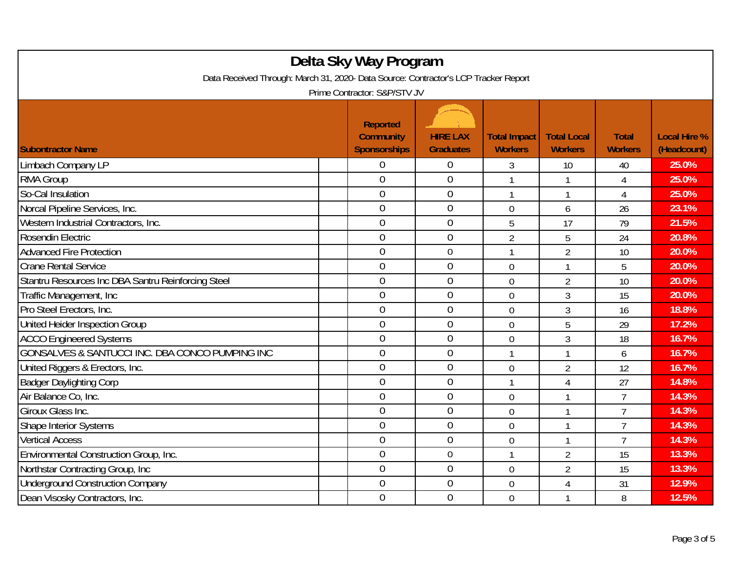# Delta Sky Way Program

Data Received Through: March 31, 2020- Data Source: Contractor's LCP Tracker Report

Prime Contractor: S&P/STV JV

| Subontractor Name | Reported Community Sponsorships | HIRE LAX Graduates | Total Impact Workers | Total Local Workers | Total Workers | Local Hire % (Headcount) |
|---|---|---|---|---|---|---|
| Limbach Company LP | 0 | 0 | 3 | 10 | 40 | 25.0% |
| RMA Group | 0 | 0 | 1 | 1 | 4 | 25.0% |
| So-Cal Insulation | 0 | 0 | 1 | 1 | 4 | 25.0% |
| Norcal Pipeline Services, Inc. | 0 | 0 | 0 | 6 | 26 | 23.1% |
| Western Industrial Contractors, Inc. | 0 | 0 | 5 | 17 | 79 | 21.5% |
| Rosendin Electric | 0 | 0 | 2 | 5 | 24 | 20.8% |
| Advanced Fire Protection | 0 | 0 | 1 | 2 | 10 | 20.0% |
| Crane Rental Service | 0 | 0 | 0 | 1 | 5 | 20.0% |
| Stantru Resources Inc DBA Santru Reinforcing Steel | 0 | 0 | 0 | 2 | 10 | 20.0% |
| Traffic Management, Inc | 0 | 0 | 0 | 3 | 15 | 20.0% |
| Pro Steel Erectors, Inc. | 0 | 0 | 0 | 3 | 16 | 18.8% |
| United Heider Inspection Group | 0 | 0 | 0 | 5 | 29 | 17.2% |
| ACCO Engineered Systems | 0 | 0 | 0 | 3 | 18 | 16.7% |
| GONSALVES & SANTUCCI INC. DBA CONCO PUMPING INC | 0 | 0 | 1 | 1 | 6 | 16.7% |
| United Riggers & Erectors, Inc. | 0 | 0 | 0 | 2 | 12 | 16.7% |
| Badger Daylighting Corp | 0 | 0 | 1 | 4 | 27 | 14.8% |
| Air Balance Co, Inc. | 0 | 0 | 0 | 1 | 7 | 14.3% |
| Giroux Glass Inc. | 0 | 0 | 0 | 1 | 7 | 14.3% |
| Shape Interior Systems | 0 | 0 | 0 | 1 | 7 | 14.3% |
| Vertical Access | 0 | 0 | 0 | 1 | 7 | 14.3% |
| Environmental Construction Group, Inc. | 0 | 0 | 1 | 2 | 15 | 13.3% |
| Northstar Contracting Group, Inc | 0 | 0 | 0 | 2 | 15 | 13.3% |
| Underground Construction Company | 0 | 0 | 0 | 4 | 31 | 12.9% |
| Dean Visosky Contractors, Inc. | 0 | 0 | 0 | 1 | 8 | 12.5% |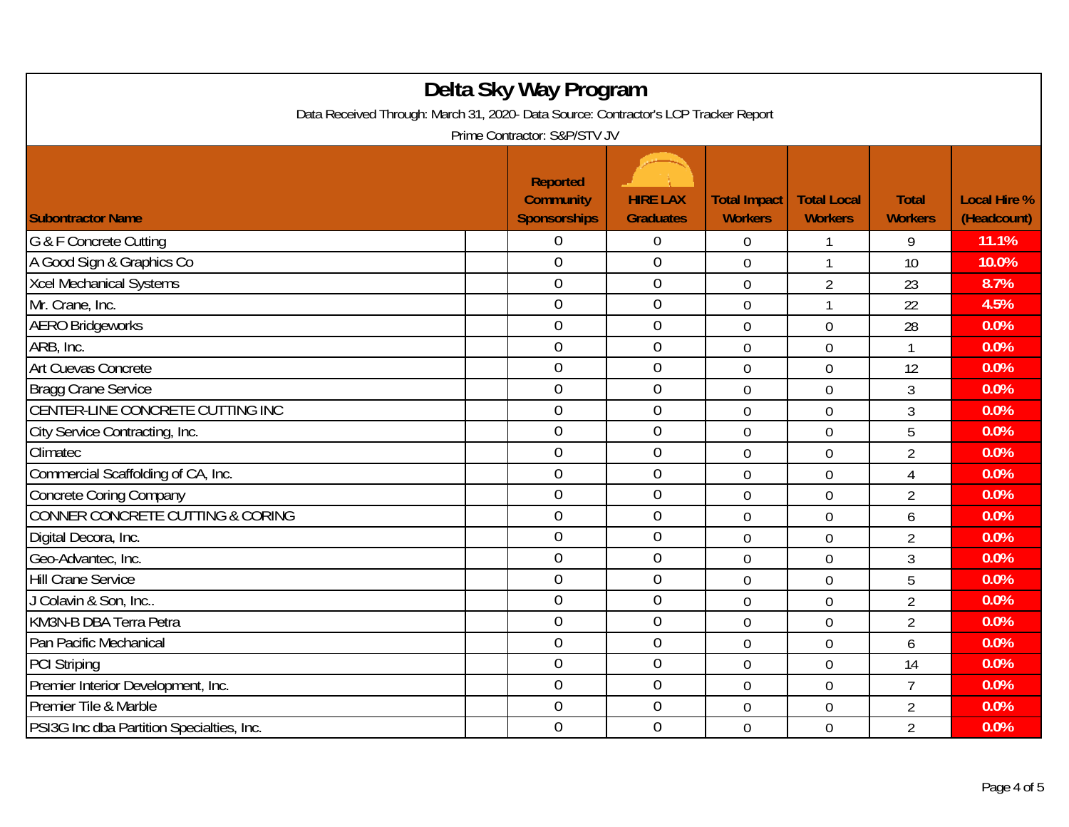# Delta Sky Way Program

Data Received Through: March 31, 2020- Data Source: Contractor's LCP Tracker Report

Prime Contractor: S&P/STV JV

| Subontractor Name | Reported Community Sponsorships | HIRE LAX Graduates | Total Impact Workers | Total Local Workers | Total Workers | Local Hire % (Headcount) |
|---|---|---|---|---|---|---|
| G & F Concrete Cutting | 0 | 0 | 0 | 1 | 9 | 11.1% |
| A Good Sign & Graphics Co | 0 | 0 | 0 | 1 | 10 | 10.0% |
| Xcel Mechanical Systems | 0 | 0 | 0 | 2 | 23 | 8.7% |
| Mr. Crane, Inc. | 0 | 0 | 0 | 1 | 22 | 4.5% |
| AERO Bridgeworks | 0 | 0 | 0 | 0 | 28 | 0.0% |
| ARB, Inc. | 0 | 0 | 0 | 0 | 1 | 0.0% |
| Art Cuevas Concrete | 0 | 0 | 0 | 0 | 12 | 0.0% |
| Bragg Crane Service | 0 | 0 | 0 | 0 | 3 | 0.0% |
| CENTER-LINE CONCRETE CUTTING INC | 0 | 0 | 0 | 0 | 3 | 0.0% |
| City Service Contracting, Inc. | 0 | 0 | 0 | 0 | 5 | 0.0% |
| Climatec | 0 | 0 | 0 | 0 | 2 | 0.0% |
| Commercial Scaffolding of CA, Inc. | 0 | 0 | 0 | 0 | 4 | 0.0% |
| Concrete Coring Company | 0 | 0 | 0 | 0 | 2 | 0.0% |
| CONNER CONCRETE CUTTING & CORING | 0 | 0 | 0 | 0 | 6 | 0.0% |
| Digital Decora, Inc. | 0 | 0 | 0 | 0 | 2 | 0.0% |
| Geo-Advantec, Inc. | 0 | 0 | 0 | 0 | 3 | 0.0% |
| Hill Crane Service | 0 | 0 | 0 | 0 | 5 | 0.0% |
| J Colavin & Son, Inc.. | 0 | 0 | 0 | 0 | 2 | 0.0% |
| KM3N-B DBA Terra Petra | 0 | 0 | 0 | 0 | 2 | 0.0% |
| Pan Pacific Mechanical | 0 | 0 | 0 | 0 | 6 | 0.0% |
| PCI Striping | 0 | 0 | 0 | 0 | 14 | 0.0% |
| Premier Interior Development, Inc. | 0 | 0 | 0 | 0 | 7 | 0.0% |
| Premier Tile & Marble | 0 | 0 | 0 | 0 | 2 | 0.0% |
| PSI3G Inc dba Partition Specialties, Inc. | 0 | 0 | 0 | 0 | 2 | 0.0% |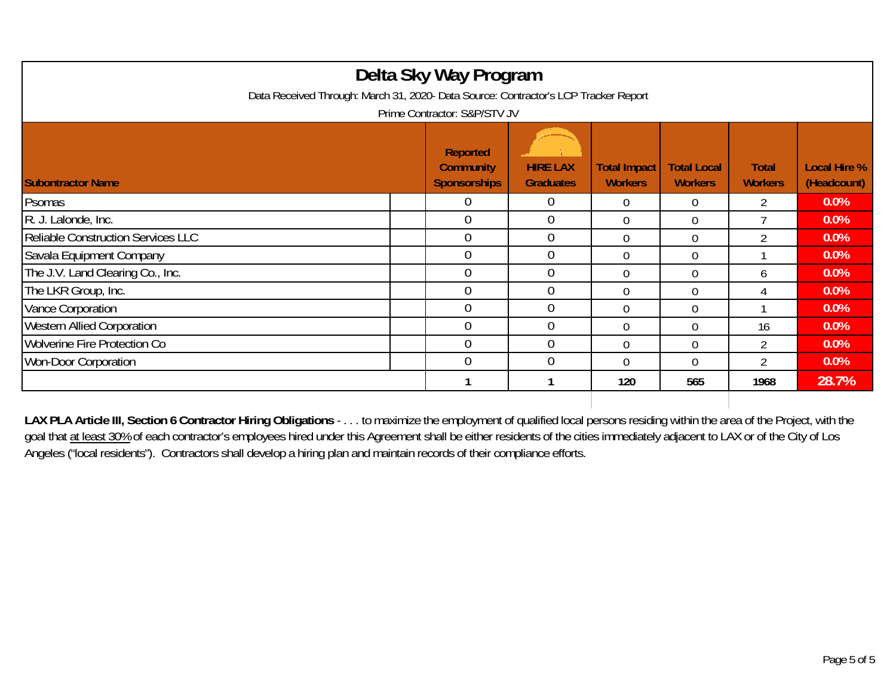# Delta Sky Way Program

Data Received Through: March 31, 2020- Data Source: Contractor's LCP Tracker Report

Prime Contractor: S&P/STV JV

| Subontractor Name | Reported Community Sponsorships | HIRE LAX Graduates | Total Impact Workers | Total Local Workers | Total Workers | Local Hire % (Headcount) |
|---|---|---|---|---|---|---|
| Psomas | 0 | 0 | 0 | 0 | 2 | 0.0% |
| R. J. Lalonde, Inc. | 0 | 0 | 0 | 0 | 7 | 0.0% |
| Reliable Construction Services LLC | 0 | 0 | 0 | 0 | 2 | 0.0% |
| Savala Equipment Company | 0 | 0 | 0 | 0 | 1 | 0.0% |
| The J.V. Land Clearing Co., Inc. | 0 | 0 | 0 | 0 | 6 | 0.0% |
| The LKR Group, Inc. | 0 | 0 | 0 | 0 | 4 | 0.0% |
| Vance Corporation | 0 | 0 | 0 | 0 | 1 | 0.0% |
| Western Allied Corporation | 0 | 0 | 0 | 0 | 16 | 0.0% |
| Wolverine Fire Protection Co | 0 | 0 | 0 | 0 | 2 | 0.0% |
| Won-Door Corporation | 0 | 0 | 0 | 0 | 2 | 0.0% |
| | **1** | **1** | **120** | **565** | **1968** | **28.7%** |

**LAX PLA Article III, Section 6 Contractor Hiring Obligations** - . . . to maximize the employment of qualified local persons residing within the area of the Project, with the goal that at least 30% of each contractor's employees hired under this Agreement shall be either residents of the cities immediately adjacent to LAX or of the City of Los Angeles ("local residents"). Contractors shall develop a hiring plan and maintain records of their compliance efforts.